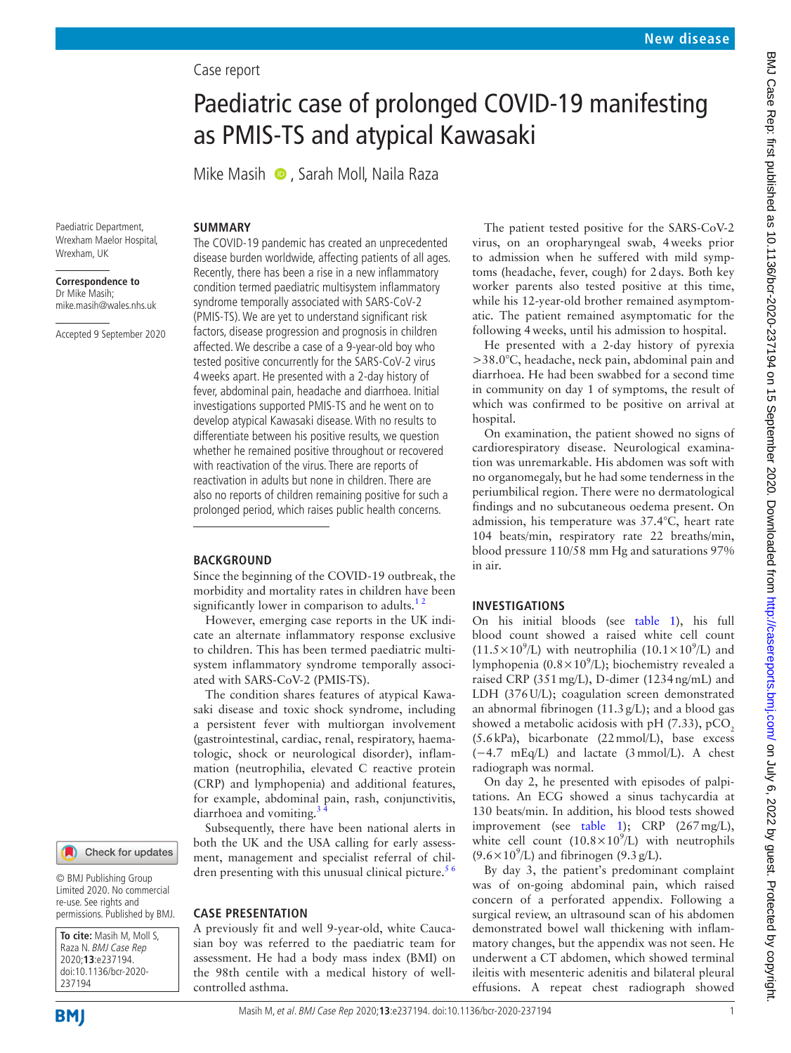Case report

# Paediatric case of prolonged COVID-19 manifesting as PMIS-TS and atypical Kawasaki

Mike Masih, Sarah Moll, Naila Raza

Paediatric Department, Wrexham Maelor Hospital, Wrexham, UK

**Correspondence to**
Dr Mike Masih;
mike.masih@wales.nhs.uk

Accepted 9 September 2020

© BMJ Publishing Group Limited 2020. No commercial re-use. See rights and permissions. Published by BMJ.

**To cite:** Masih M, Moll S, Raza N. *BMJ Case Rep* 2020;**13**:e237194. doi:10.1136/bcr-2020-237194

## SUMMARY

The COVID-19 pandemic has created an unprecedented disease burden worldwide, affecting patients of all ages. Recently, there has been a rise in a new inflammatory condition termed paediatric multisystem inflammatory syndrome temporally associated with SARS-CoV-2 (PMIS-TS). We are yet to understand significant risk factors, disease progression and prognosis in children affected. We describe a case of a 9-year-old boy who tested positive concurrently for the SARS-CoV-2 virus 4 weeks apart. He presented with a 2-day history of fever, abdominal pain, headache and diarrhoea. Initial investigations supported PMIS-TS and he went on to develop atypical Kawasaki disease. With no results to differentiate between his positive results, we question whether he remained positive throughout or recovered with reactivation of the virus. There are reports of reactivation in adults but none in children. There are also no reports of children remaining positive for such a prolonged period, which raises public health concerns.

## BACKGROUND

Since the beginning of the COVID-19 outbreak, the morbidity and mortality rates in children have been significantly lower in comparison to adults.[1 2]

However, emerging case reports in the UK indicate an alternate inflammatory response exclusive to children. This has been termed paediatric multisystem inflammatory syndrome temporally associated with SARS-CoV-2 (PMIS-TS).

The condition shares features of atypical Kawasaki disease and toxic shock syndrome, including a persistent fever with multiorgan involvement (gastrointestinal, cardiac, renal, respiratory, haematologic, shock or neurological disorder), inflammation (neutrophilia, elevated C reactive protein (CRP) and lymphopenia) and additional features, for example, abdominal pain, rash, conjunctivitis, diarrhoea and vomiting.[3 4]

Subsequently, there have been national alerts in both the UK and the USA calling for early assessment, management and specialist referral of children presenting with this unusual clinical picture.[5 6]

## CASE PRESENTATION

A previously fit and well 9-year-old, white Caucasian boy was referred to the paediatric team for assessment. He had a body mass index (BMI) on the 98th centile with a medical history of well-controlled asthma.

The patient tested positive for the SARS-CoV-2 virus, on an oropharyngeal swab, 4 weeks prior to admission when he suffered with mild symptoms (headache, fever, cough) for 2 days. Both key worker parents also tested positive at this time, while his 12-year-old brother remained asymptomatic. The patient remained asymptomatic for the following 4 weeks, until his admission to hospital.

He presented with a 2-day history of pyrexia >38.0°C, headache, neck pain, abdominal pain and diarrhoea. He had been swabbed for a second time in community on day 1 of symptoms, the result of which was confirmed to be positive on arrival at hospital.

On examination, the patient showed no signs of cardiorespiratory disease. Neurological examination was unremarkable. His abdomen was soft with no organomegaly, but he had some tenderness in the periumbilical region. There were no dermatological findings and no subcutaneous oedema present. On admission, his temperature was 37.4°C, heart rate 104 beats/min, respiratory rate 22 breaths/min, blood pressure 110/58 mm Hg and saturations 97% in air.

## INVESTIGATIONS

On his initial bloods (see table 1), his full blood count showed a raised white cell count ($11.5\times10^9$/L) with neutrophilia ($10.1\times10^9$/L) and lymphopenia ($0.8\times10^9$/L); biochemistry revealed a raised CRP (351 mg/L), D-dimer (1234 ng/mL) and LDH (376 U/L); coagulation screen demonstrated an abnormal fibrinogen (11.3 g/L); and a blood gas showed a metabolic acidosis with pH (7.33), $pCO_2$ (5.6 kPa), bicarbonate (22 mmol/L), base excess (−4.7 mEq/L) and lactate (3 mmol/L). A chest radiograph was normal.

On day 2, he presented with episodes of palpitations. An ECG showed a sinus tachycardia at 130 beats/min. In addition, his blood tests showed improvement (see table 1); CRP (267 mg/L), white cell count ($10.8\times10^9$/L) with neutrophils ($9.6\times10^9$/L) and fibrinogen (9.3 g/L).

By day 3, the patient's predominant complaint was of on-going abdominal pain, which raised concern of a perforated appendix. Following a surgical review, an ultrasound scan of his abdomen demonstrated bowel wall thickening with inflammatory changes, but the appendix was not seen. He underwent a CT abdomen, which showed terminal ileitis with mesenteric adenitis and bilateral pleural effusions. A repeat chest radiograph showed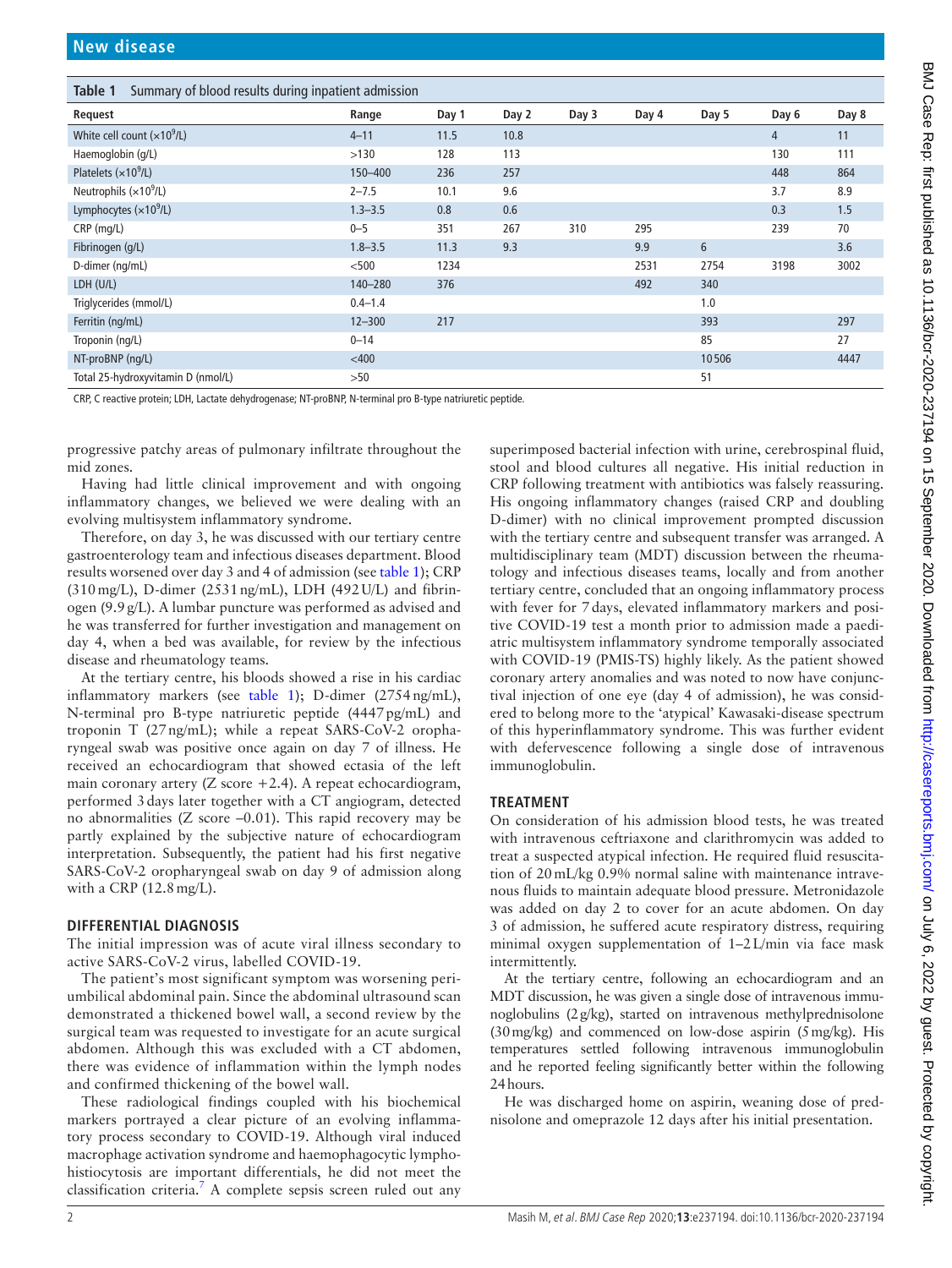**Table 1** Summary of blood results during inpatient admission

| Request | Range | Day 1 | Day 2 | Day 3 | Day 4 | Day 5 | Day 6 | Day 8 |
|---|---|---|---|---|---|---|---|---|
| White cell count ($\times10^9$/L) | 4–11 | 11.5 | 10.8 | | | | 4 | 11 |
| Haemoglobin (g/L) | >130 | 128 | 113 | | | | 130 | 111 |
| Platelets ($\times10^9$/L) | 150–400 | 236 | 257 | | | | 448 | 864 |
| Neutrophils ($\times10^9$/L) | 2–7.5 | 10.1 | 9.6 | | | | 3.7 | 8.9 |
| Lymphocytes ($\times10^9$/L) | 1.3–3.5 | 0.8 | 0.6 | | | | 0.3 | 1.5 |
| CRP (mg/L) | 0–5 | 351 | 267 | 310 | 295 | | 239 | 70 |
| Fibrinogen (g/L) | 1.8–3.5 | 11.3 | 9.3 | | 9.9 | 6 | | 3.6 |
| D-dimer (ng/mL) | <500 | 1234 | | | 2531 | 2754 | 3198 | 3002 |
| LDH (U/L) | 140–280 | 376 | | | 492 | 340 | | |
| Triglycerides (mmol/L) | 0.4–1.4 | | | | | 1.0 | | |
| Ferritin (ng/mL) | 12–300 | 217 | | | | 393 | | 297 |
| Troponin (ng/L) | 0–14 | | | | | 85 | | 27 |
| NT-proBNP (ng/L) | <400 | | | | | 10506 | | 4447 |
| Total 25-hydroxyvitamin D (nmol/L) | >50 | | | | | 51 | | |

CRP, C reactive protein; LDH, Lactate dehydrogenase; NT-proBNP, N-terminal pro B-type natriuretic peptide.

progressive patchy areas of pulmonary infiltrate throughout the mid zones.

Having had little clinical improvement and with ongoing inflammatory changes, we believed we were dealing with an evolving multisystem inflammatory syndrome.

Therefore, on day 3, he was discussed with our tertiary centre gastroenterology team and infectious diseases department. Blood results worsened over day 3 and 4 of admission (see table 1); CRP (310 mg/L), D-dimer (2531 ng/mL), LDH (492 U/L) and fibrinogen (9.9 g/L). A lumbar puncture was performed as advised and he was transferred for further investigation and management on day 4, when a bed was available, for review by the infectious disease and rheumatology teams.

At the tertiary centre, his bloods showed a rise in his cardiac inflammatory markers (see table 1); D-dimer (2754 ng/mL), N-terminal pro B-type natriuretic peptide (4447 pg/mL) and troponin T (27 ng/mL); while a repeat SARS-CoV-2 oropharyngeal swab was positive once again on day 7 of illness. He received an echocardiogram that showed ectasia of the left main coronary artery (Z score +2.4). A repeat echocardiogram, performed 3 days later together with a CT angiogram, detected no abnormalities (Z score –0.01). This rapid recovery may be partly explained by the subjective nature of echocardiogram interpretation. Subsequently, the patient had his first negative SARS-CoV-2 oropharyngeal swab on day 9 of admission along with a CRP (12.8 mg/L).

## DIFFERENTIAL DIAGNOSIS

The initial impression was of acute viral illness secondary to active SARS-CoV-2 virus, labelled COVID-19.

The patient's most significant symptom was worsening periumbilical abdominal pain. Since the abdominal ultrasound scan demonstrated a thickened bowel wall, a second review by the surgical team was requested to investigate for an acute surgical abdomen. Although this was excluded with a CT abdomen, there was evidence of inflammation within the lymph nodes and confirmed thickening of the bowel wall.

These radiological findings coupled with his biochemical markers portrayed a clear picture of an evolving inflammatory process secondary to COVID-19. Although viral induced macrophage activation syndrome and haemophagocytic lymphohistiocytosis are important differentials, he did not meet the classification criteria.[7] A complete sepsis screen ruled out any superimposed bacterial infection with urine, cerebrospinal fluid, stool and blood cultures all negative. His initial reduction in CRP following treatment with antibiotics was falsely reassuring. His ongoing inflammatory changes (raised CRP and doubling D-dimer) with no clinical improvement prompted discussion with the tertiary centre and subsequent transfer was arranged. A multidisciplinary team (MDT) discussion between the rheumatology and infectious diseases teams, locally and from another tertiary centre, concluded that an ongoing inflammatory process with fever for 7 days, elevated inflammatory markers and positive COVID-19 test a month prior to admission made a paediatric multisystem inflammatory syndrome temporally associated with COVID-19 (PMIS-TS) highly likely. As the patient showed coronary artery anomalies and was noted to now have conjunctival injection of one eye (day 4 of admission), he was considered to belong more to the 'atypical' Kawasaki-disease spectrum of this hyperinflammatory syndrome. This was further evident with defervescence following a single dose of intravenous immunoglobulin.

## TREATMENT

On consideration of his admission blood tests, he was treated with intravenous ceftriaxone and clarithromycin was added to treat a suspected atypical infection. He required fluid resuscitation of 20 mL/kg 0.9% normal saline with maintenance intravenous fluids to maintain adequate blood pressure. Metronidazole was added on day 2 to cover for an acute abdomen. On day 3 of admission, he suffered acute respiratory distress, requiring minimal oxygen supplementation of 1–2 L/min via face mask intermittently.

At the tertiary centre, following an echocardiogram and an MDT discussion, he was given a single dose of intravenous immunoglobulins (2 g/kg), started on intravenous methylprednisolone (30 mg/kg) and commenced on low-dose aspirin (5 mg/kg). His temperatures settled following intravenous immunoglobulin and he reported feeling significantly better within the following 24 hours.

He was discharged home on aspirin, weaning dose of prednisolone and omeprazole 12 days after his initial presentation.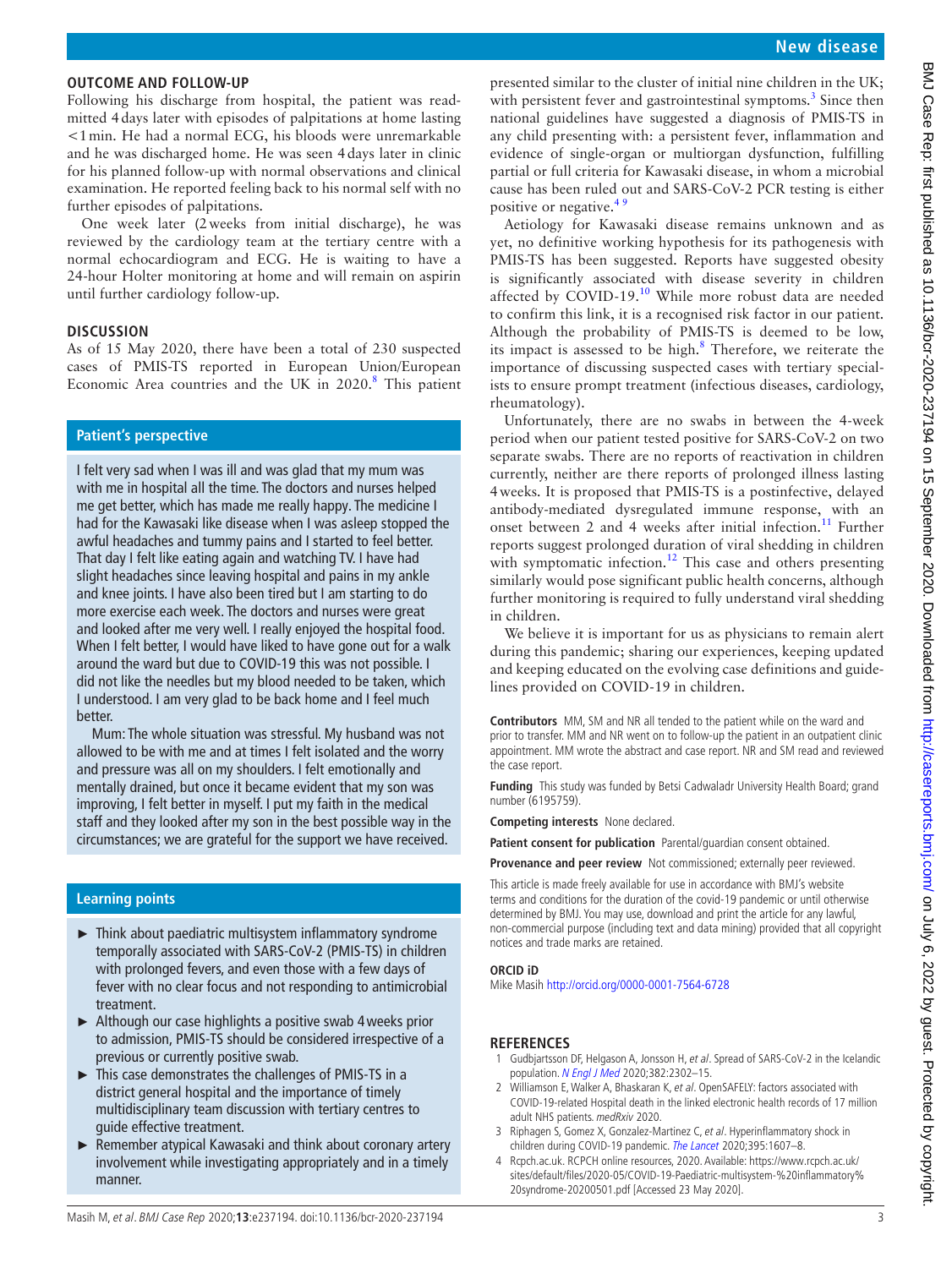## OUTCOME AND FOLLOW-UP

Following his discharge from hospital, the patient was readmitted 4 days later with episodes of palpitations at home lasting <1 min. He had a normal ECG, his bloods were unremarkable and he was discharged home. He was seen 4 days later in clinic for his planned follow-up with normal observations and clinical examination. He reported feeling back to his normal self with no further episodes of palpitations.

One week later (2 weeks from initial discharge), he was reviewed by the cardiology team at the tertiary centre with a normal echocardiogram and ECG. He is waiting to have a 24-hour Holter monitoring at home and will remain on aspirin until further cardiology follow-up.

## DISCUSSION

As of 15 May 2020, there have been a total of 230 suspected cases of PMIS-TS reported in European Union/European Economic Area countries and the UK in 2020.[8] This patient presented similar to the cluster of initial nine children in the UK; with persistent fever and gastrointestinal symptoms.[3] Since then national guidelines have suggested a diagnosis of PMIS-TS in any child presenting with: a persistent fever, inflammation and evidence of single-organ or multiorgan dysfunction, fulfilling partial or full criteria for Kawasaki disease, in whom a microbial cause has been ruled out and SARS-CoV-2 PCR testing is either positive or negative.[4 9]

Aetiology for Kawasaki disease remains unknown and as yet, no definitive working hypothesis for its pathogenesis with PMIS-TS has been suggested. Reports have suggested obesity is significantly associated with disease severity in children affected by COVID-19.[10] While more robust data are needed to confirm this link, it is a recognised risk factor in our patient. Although the probability of PMIS-TS is deemed to be low, its impact is assessed to be high.[8] Therefore, we reiterate the importance of discussing suspected cases with tertiary specialists to ensure prompt treatment (infectious diseases, cardiology, rheumatology).

Unfortunately, there are no swabs in between the 4-week period when our patient tested positive for SARS-CoV-2 on two separate swabs. There are no reports of reactivation in children currently, neither are there reports of prolonged illness lasting 4 weeks. It is proposed that PMIS-TS is a postinfective, delayed antibody-mediated dysregulated immune response, with an onset between 2 and 4 weeks after initial infection.[11] Further reports suggest prolonged duration of viral shedding in children with symptomatic infection.[12] This case and others presenting similarly would pose significant public health concerns, although further monitoring is required to fully understand viral shedding in children.

We believe it is important for us as physicians to remain alert during this pandemic; sharing our experiences, keeping updated and keeping educated on the evolving case definitions and guidelines provided on COVID-19 in children.

### Patient's perspective

I felt very sad when I was ill and was glad that my mum was with me in hospital all the time. The doctors and nurses helped me get better, which has made me really happy. The medicine I had for the Kawasaki like disease when I was asleep stopped the awful headaches and tummy pains and I started to feel better. That day I felt like eating again and watching TV. I have had slight headaches since leaving hospital and pains in my ankle and knee joints. I have also been tired but I am starting to do more exercise each week. The doctors and nurses were great and looked after me very well. I really enjoyed the hospital food. When I felt better, I would have liked to have gone out for a walk around the ward but due to COVID-19 this was not possible. I did not like the needles but my blood needed to be taken, which I understood. I am very glad to be back home and I feel much better.

Mum: The whole situation was stressful. My husband was not allowed to be with me and at times I felt isolated and the worry and pressure was all on my shoulders. I felt emotionally and mentally drained, but once it became evident that my son was improving, I felt better in myself. I put my faith in the medical staff and they looked after my son in the best possible way in the circumstances; we are grateful for the support we have received.

### Learning points

- Think about paediatric multisystem inflammatory syndrome temporally associated with SARS-CoV-2 (PMIS-TS) in children with prolonged fevers, and even those with a few days of fever with no clear focus and not responding to antimicrobial treatment.
- Although our case highlights a positive swab 4 weeks prior to admission, PMIS-TS should be considered irrespective of a previous or currently positive swab.
- This case demonstrates the challenges of PMIS-TS in a district general hospital and the importance of timely multidisciplinary team discussion with tertiary centres to guide effective treatment.
- Remember atypical Kawasaki and think about coronary artery involvement while investigating appropriately and in a timely manner.

**Contributors** MM, SM and NR all tended to the patient while on the ward and prior to transfer. MM and NR went on to follow-up the patient in an outpatient clinic appointment. MM wrote the abstract and case report. NR and SM read and reviewed the case report.

**Funding** This study was funded by Betsi Cadwaladr University Health Board; grand number (6195759).

**Competing interests** None declared.

**Patient consent for publication** Parental/guardian consent obtained.

**Provenance and peer review** Not commissioned; externally peer reviewed.

This article is made freely available for use in accordance with BMJ's website terms and conditions for the duration of the covid-19 pandemic or until otherwise determined by BMJ. You may use, download and print the article for any lawful, non-commercial purpose (including text and data mining) provided that all copyright notices and trade marks are retained.

### ORCID iD

Mike Masih http://orcid.org/0000-0001-7564-6728

## REFERENCES

1. Gudbjartsson DF, Helgason A, Jonsson H, *et al*. Spread of SARS-CoV-2 in the Icelandic population. *N Engl J Med* 2020;382:2302–15.
2. Williamson E, Walker A, Bhaskaran K, *et al*. OpenSAFELY: factors associated with COVID-19-related Hospital death in the linked electronic health records of 17 million adult NHS patients. *medRxiv* 2020.
3. Riphagen S, Gomez X, Gonzalez-Martinez C, *et al*. Hyperinflammatory shock in children during COVID-19 pandemic. *The Lancet* 2020;395:1607–8.
4. Rcpch.ac.uk. RCPCH online resources, 2020. Available: https://www.rcpch.ac.uk/sites/default/files/2020-05/COVID-19-Paediatric-multisystem-%20inflammatory%20syndrome-20200501.pdf [Accessed 23 May 2020].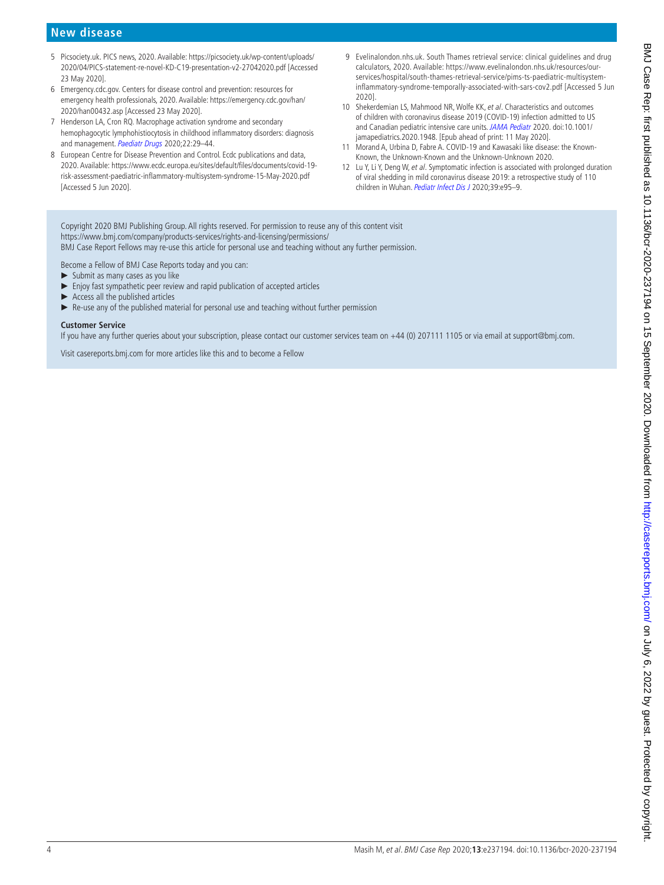5 Picsociety.uk. PICS news, 2020. Available: https://picsociety.uk/wp-content/uploads/2020/04/PICS-statement-re-novel-KD-C19-presentation-v2-27042020.pdf [Accessed 23 May 2020].

6 Emergency.cdc.gov. Centers for disease control and prevention: resources for emergency health professionals, 2020. Available: https://emergency.cdc.gov/han/2020/han00432.asp [Accessed 23 May 2020].

7 Henderson LA, Cron RQ. Macrophage activation syndrome and secondary hemophagocytic lymphohistiocytosis in childhood inflammatory disorders: diagnosis and management. *Paediatr Drugs* 2020;22:29–44.

8 European Centre for Disease Prevention and Control. Ecdc publications and data, 2020. Available: https://www.ecdc.europa.eu/sites/default/files/documents/covid-19-risk-assessment-paediatric-inflammatory-multisystem-syndrome-15-May-2020.pdf [Accessed 5 Jun 2020].

9 Evelinalondon.nhs.uk. South Thames retrieval service: clinical guidelines and drug calculators, 2020. Available: https://www.evelinalondon.nhs.uk/resources/our-services/hospital/south-thames-retrieval-service/pims-ts-paediatric-multisystem-inflammatory-syndrome-temporally-associated-with-sars-cov2.pdf [Accessed 5 Jun 2020].

10 Shekerdemian LS, Mahmood NR, Wolfe KK, *et al*. Characteristics and outcomes of children with coronavirus disease 2019 (COVID-19) infection admitted to US and Canadian pediatric intensive care units. *JAMA Pediatr* 2020. doi:10.1001/jamapediatrics.2020.1948. [Epub ahead of print: 11 May 2020].

11 Morand A, Urbina D, Fabre A. COVID-19 and Kawasaki like disease: the Known-Known, the Unknown-Known and the Unknown-Unknown 2020.

12 Lu Y, Li Y, Deng W, *et al*. Symptomatic infection is associated with prolonged duration of viral shedding in mild coronavirus disease 2019: a retrospective study of 110 children in Wuhan. *Pediatr Infect Dis J* 2020;39:e95–9.

Copyright 2020 BMJ Publishing Group. All rights reserved. For permission to reuse any of this content visit
https://www.bmj.com/company/products-services/rights-and-licensing/permissions/
BMJ Case Report Fellows may re-use this article for personal use and teaching without any further permission.

Become a Fellow of BMJ Case Reports today and you can:

- Submit as many cases as you like
- Enjoy fast sympathetic peer review and rapid publication of accepted articles
- Access all the published articles
- Re-use any of the published material for personal use and teaching without further permission

**Customer Service**

If you have any further queries about your subscription, please contact our customer services team on +44 (0) 207111 1105 or via email at support@bmj.com.

Visit casereports.bmj.com for more articles like this and to become a Fellow